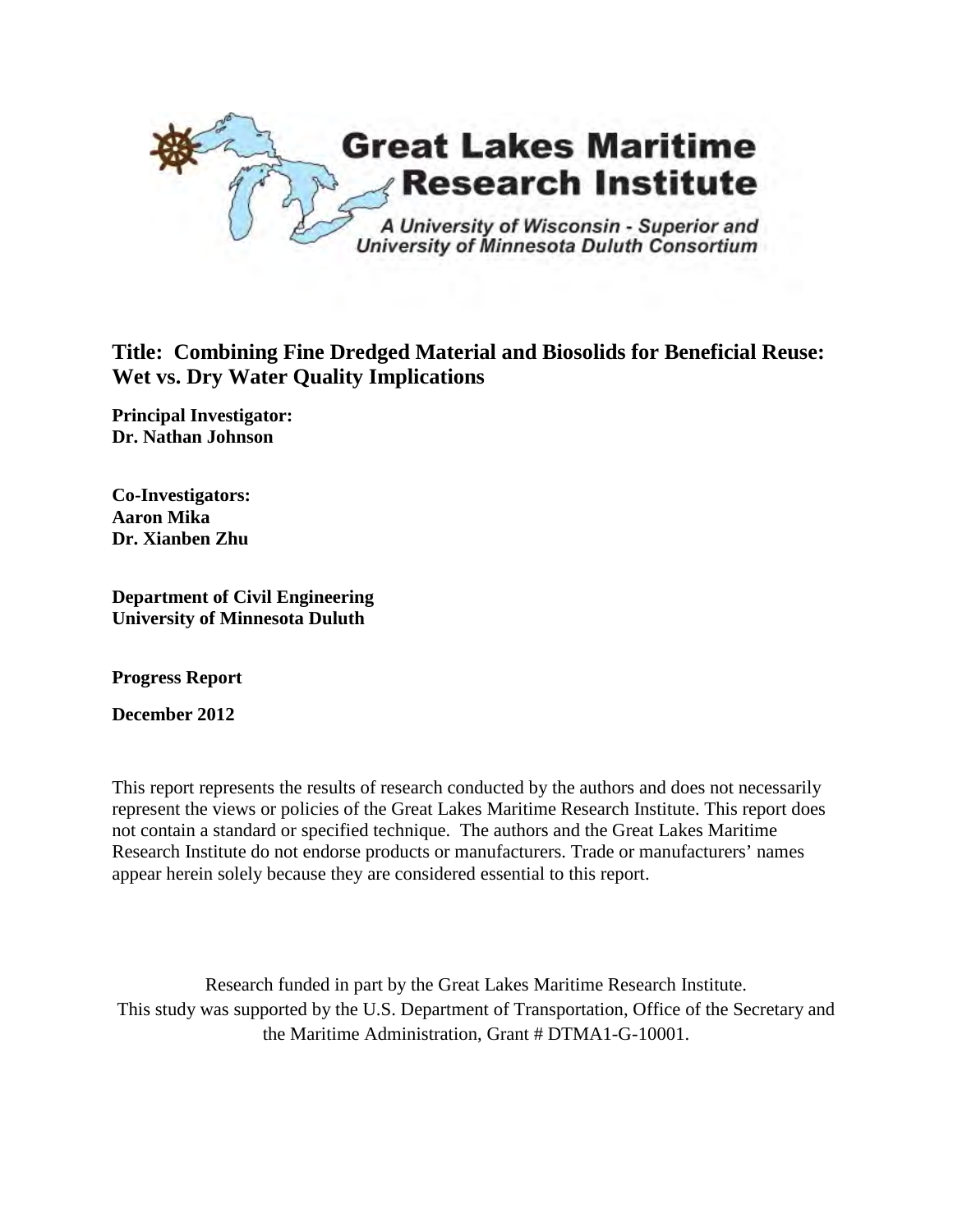**Great Lakes Maritime Research Institute**

*A University of Wisconsin - Superior and University of Minnesota Duluth Consortium*

# Title: Combining Fine Dredged Material and Biosolids for Beneficial Reuse: Wet vs. Dry Water Quality Implications

**Principal Investigator:**
**Dr. Nathan Johnson**

**Co-Investigators:**
**Aaron Mika**
**Dr. Xianben Zhu**

**Department of Civil Engineering**
**University of Minnesota Duluth**

**Progress Report**

**December 2012**

This report represents the results of research conducted by the authors and does not necessarily represent the views or policies of the Great Lakes Maritime Research Institute. This report does not contain a standard or specified technique. The authors and the Great Lakes Maritime Research Institute do not endorse products or manufacturers. Trade or manufacturers' names appear herein solely because they are considered essential to this report.

Research funded in part by the Great Lakes Maritime Research Institute.
This study was supported by the U.S. Department of Transportation, Office of the Secretary and the Maritime Administration, Grant # DTMA1-G-10001.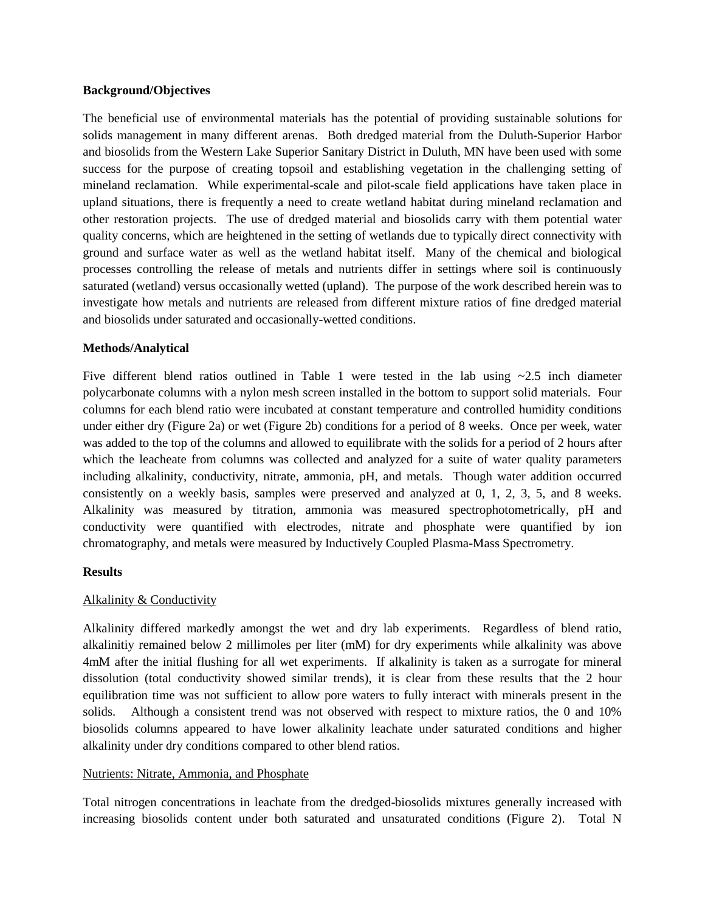**Background/Objectives**

The beneficial use of environmental materials has the potential of providing sustainable solutions for solids management in many different arenas. Both dredged material from the Duluth-Superior Harbor and biosolids from the Western Lake Superior Sanitary District in Duluth, MN have been used with some success for the purpose of creating topsoil and establishing vegetation in the challenging setting of mineland reclamation. While experimental-scale and pilot-scale field applications have taken place in upland situations, there is frequently a need to create wetland habitat during mineland reclamation and other restoration projects. The use of dredged material and biosolids carry with them potential water quality concerns, which are heightened in the setting of wetlands due to typically direct connectivity with ground and surface water as well as the wetland habitat itself. Many of the chemical and biological processes controlling the release of metals and nutrients differ in settings where soil is continuously saturated (wetland) versus occasionally wetted (upland). The purpose of the work described herein was to investigate how metals and nutrients are released from different mixture ratios of fine dredged material and biosolids under saturated and occasionally-wetted conditions.

**Methods/Analytical**

Five different blend ratios outlined in Table 1 were tested in the lab using ~2.5 inch diameter polycarbonate columns with a nylon mesh screen installed in the bottom to support solid materials. Four columns for each blend ratio were incubated at constant temperature and controlled humidity conditions under either dry (Figure 2a) or wet (Figure 2b) conditions for a period of 8 weeks. Once per week, water was added to the top of the columns and allowed to equilibrate with the solids for a period of 2 hours after which the leacheate from columns was collected and analyzed for a suite of water quality parameters including alkalinity, conductivity, nitrate, ammonia, pH, and metals. Though water addition occurred consistently on a weekly basis, samples were preserved and analyzed at 0, 1, 2, 3, 5, and 8 weeks. Alkalinity was measured by titration, ammonia was measured spectrophotometrically, pH and conductivity were quantified with electrodes, nitrate and phosphate were quantified by ion chromatography, and metals were measured by Inductively Coupled Plasma-Mass Spectrometry.

**Results**

Alkalinity & Conductivity

Alkalinity differed markedly amongst the wet and dry lab experiments. Regardless of blend ratio, alkalinitiy remained below 2 millimoles per liter (mM) for dry experiments while alkalinity was above 4mM after the initial flushing for all wet experiments. If alkalinity is taken as a surrogate for mineral dissolution (total conductivity showed similar trends), it is clear from these results that the 2 hour equilibration time was not sufficient to allow pore waters to fully interact with minerals present in the solids. Although a consistent trend was not observed with respect to mixture ratios, the 0 and 10% biosolids columns appeared to have lower alkalinity leachate under saturated conditions and higher alkalinity under dry conditions compared to other blend ratios.

Nutrients: Nitrate, Ammonia, and Phosphate

Total nitrogen concentrations in leachate from the dredged-biosolids mixtures generally increased with increasing biosolids content under both saturated and unsaturated conditions (Figure 2). Total N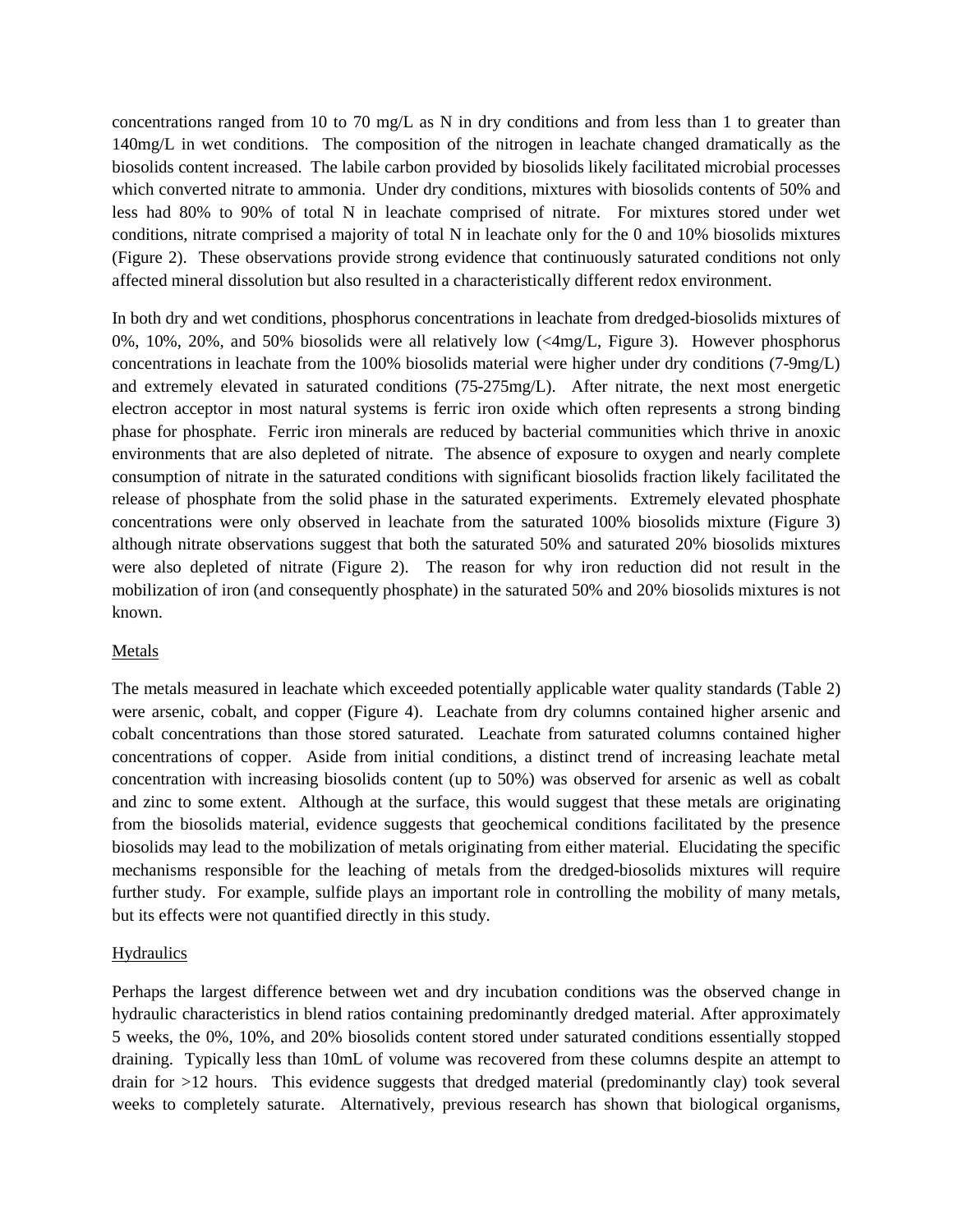concentrations ranged from 10 to 70 mg/L as N in dry conditions and from less than 1 to greater than 140mg/L in wet conditions. The composition of the nitrogen in leachate changed dramatically as the biosolids content increased. The labile carbon provided by biosolids likely facilitated microbial processes which converted nitrate to ammonia. Under dry conditions, mixtures with biosolids contents of 50% and less had 80% to 90% of total N in leachate comprised of nitrate. For mixtures stored under wet conditions, nitrate comprised a majority of total N in leachate only for the 0 and 10% biosolids mixtures (Figure 2). These observations provide strong evidence that continuously saturated conditions not only affected mineral dissolution but also resulted in a characteristically different redox environment.

In both dry and wet conditions, phosphorus concentrations in leachate from dredged-biosolids mixtures of 0%, 10%, 20%, and 50% biosolids were all relatively low (<4mg/L, Figure 3). However phosphorus concentrations in leachate from the 100% biosolids material were higher under dry conditions (7-9mg/L) and extremely elevated in saturated conditions (75-275mg/L). After nitrate, the next most energetic electron acceptor in most natural systems is ferric iron oxide which often represents a strong binding phase for phosphate. Ferric iron minerals are reduced by bacterial communities which thrive in anoxic environments that are also depleted of nitrate. The absence of exposure to oxygen and nearly complete consumption of nitrate in the saturated conditions with significant biosolids fraction likely facilitated the release of phosphate from the solid phase in the saturated experiments. Extremely elevated phosphate concentrations were only observed in leachate from the saturated 100% biosolids mixture (Figure 3) although nitrate observations suggest that both the saturated 50% and saturated 20% biosolids mixtures were also depleted of nitrate (Figure 2). The reason for why iron reduction did not result in the mobilization of iron (and consequently phosphate) in the saturated 50% and 20% biosolids mixtures is not known.

Metals

The metals measured in leachate which exceeded potentially applicable water quality standards (Table 2) were arsenic, cobalt, and copper (Figure 4). Leachate from dry columns contained higher arsenic and cobalt concentrations than those stored saturated. Leachate from saturated columns contained higher concentrations of copper. Aside from initial conditions, a distinct trend of increasing leachate metal concentration with increasing biosolids content (up to 50%) was observed for arsenic as well as cobalt and zinc to some extent. Although at the surface, this would suggest that these metals are originating from the biosolids material, evidence suggests that geochemical conditions facilitated by the presence biosolids may lead to the mobilization of metals originating from either material. Elucidating the specific mechanisms responsible for the leaching of metals from the dredged-biosolids mixtures will require further study. For example, sulfide plays an important role in controlling the mobility of many metals, but its effects were not quantified directly in this study.

Hydraulics

Perhaps the largest difference between wet and dry incubation conditions was the observed change in hydraulic characteristics in blend ratios containing predominantly dredged material. After approximately 5 weeks, the 0%, 10%, and 20% biosolids content stored under saturated conditions essentially stopped draining. Typically less than 10mL of volume was recovered from these columns despite an attempt to drain for >12 hours. This evidence suggests that dredged material (predominantly clay) took several weeks to completely saturate. Alternatively, previous research has shown that biological organisms,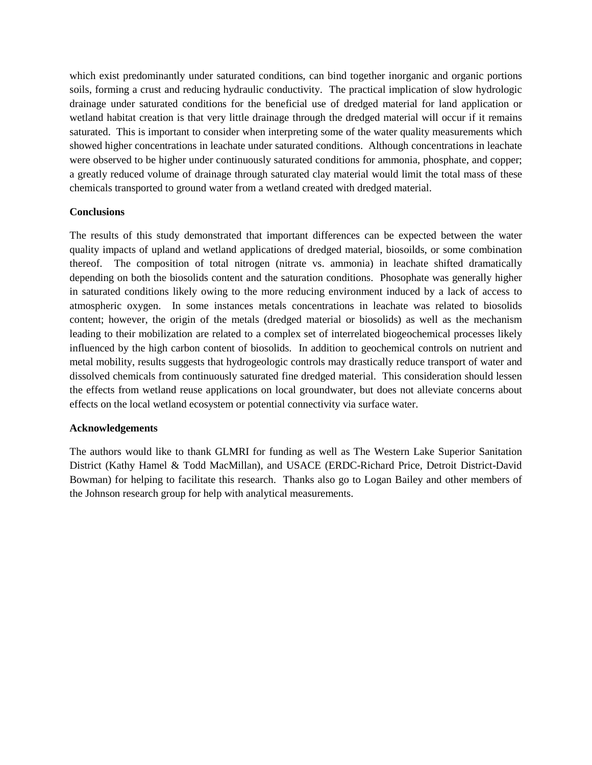which exist predominantly under saturated conditions, can bind together inorganic and organic portions soils, forming a crust and reducing hydraulic conductivity. The practical implication of slow hydrologic drainage under saturated conditions for the beneficial use of dredged material for land application or wetland habitat creation is that very little drainage through the dredged material will occur if it remains saturated. This is important to consider when interpreting some of the water quality measurements which showed higher concentrations in leachate under saturated conditions. Although concentrations in leachate were observed to be higher under continuously saturated conditions for ammonia, phosphate, and copper; a greatly reduced volume of drainage through saturated clay material would limit the total mass of these chemicals transported to ground water from a wetland created with dredged material.

**Conclusions**

The results of this study demonstrated that important differences can be expected between the water quality impacts of upland and wetland applications of dredged material, biosoilds, or some combination thereof. The composition of total nitrogen (nitrate vs. ammonia) in leachate shifted dramatically depending on both the biosolids content and the saturation conditions. Phosophate was generally higher in saturated conditions likely owing to the more reducing environment induced by a lack of access to atmospheric oxygen. In some instances metals concentrations in leachate was related to biosolids content; however, the origin of the metals (dredged material or biosolids) as well as the mechanism leading to their mobilization are related to a complex set of interrelated biogeochemical processes likely influenced by the high carbon content of biosolids. In addition to geochemical controls on nutrient and metal mobility, results suggests that hydrogeologic controls may drastically reduce transport of water and dissolved chemicals from continuously saturated fine dredged material. This consideration should lessen the effects from wetland reuse applications on local groundwater, but does not alleviate concerns about effects on the local wetland ecosystem or potential connectivity via surface water.

**Acknowledgements**

The authors would like to thank GLMRI for funding as well as The Western Lake Superior Sanitation District (Kathy Hamel & Todd MacMillan), and USACE (ERDC-Richard Price, Detroit District-David Bowman) for helping to facilitate this research. Thanks also go to Logan Bailey and other members of the Johnson research group for help with analytical measurements.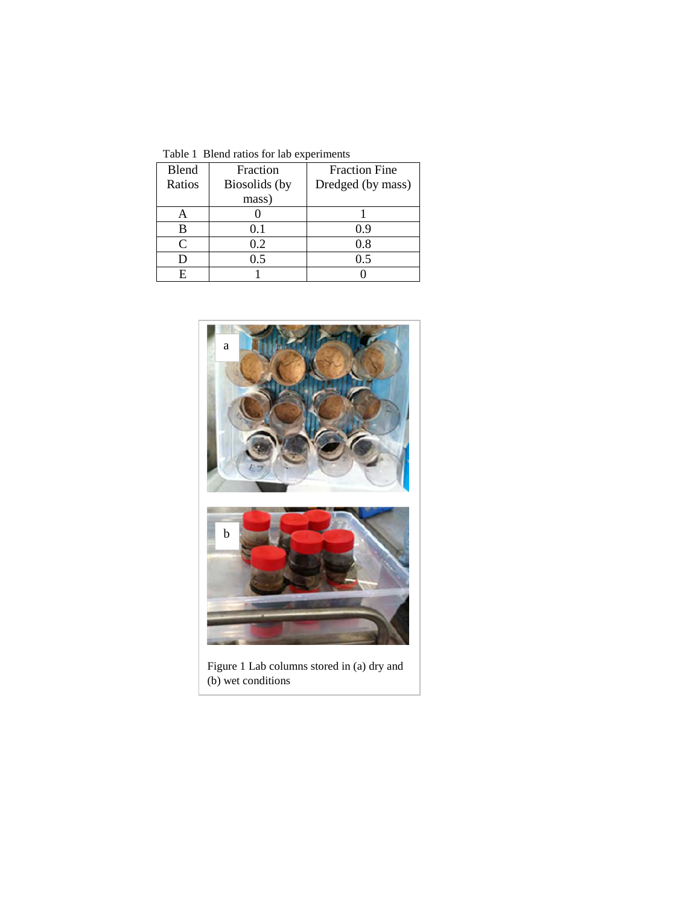Table 1 Blend ratios for lab experiments

| Blend Ratios | Fraction Biosolids (by mass) | Fraction Fine Dredged (by mass) |
|---|---|---|
| A | 0 | 1 |
| B | 0.1 | 0.9 |
| C | 0.2 | 0.8 |
| D | 0.5 | 0.5 |
| E | 1 | 0 |

Figure 1 Lab columns stored in (a) dry and (b) wet conditions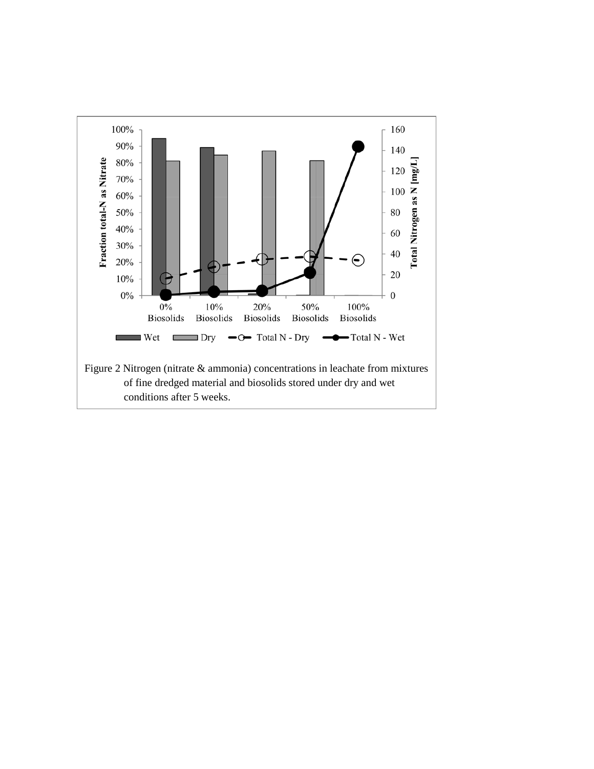Figure 2 Nitrogen (nitrate & ammonia) concentrations in leachate from mixtures of fine dredged material and biosolids stored under dry and wet conditions after 5 weeks.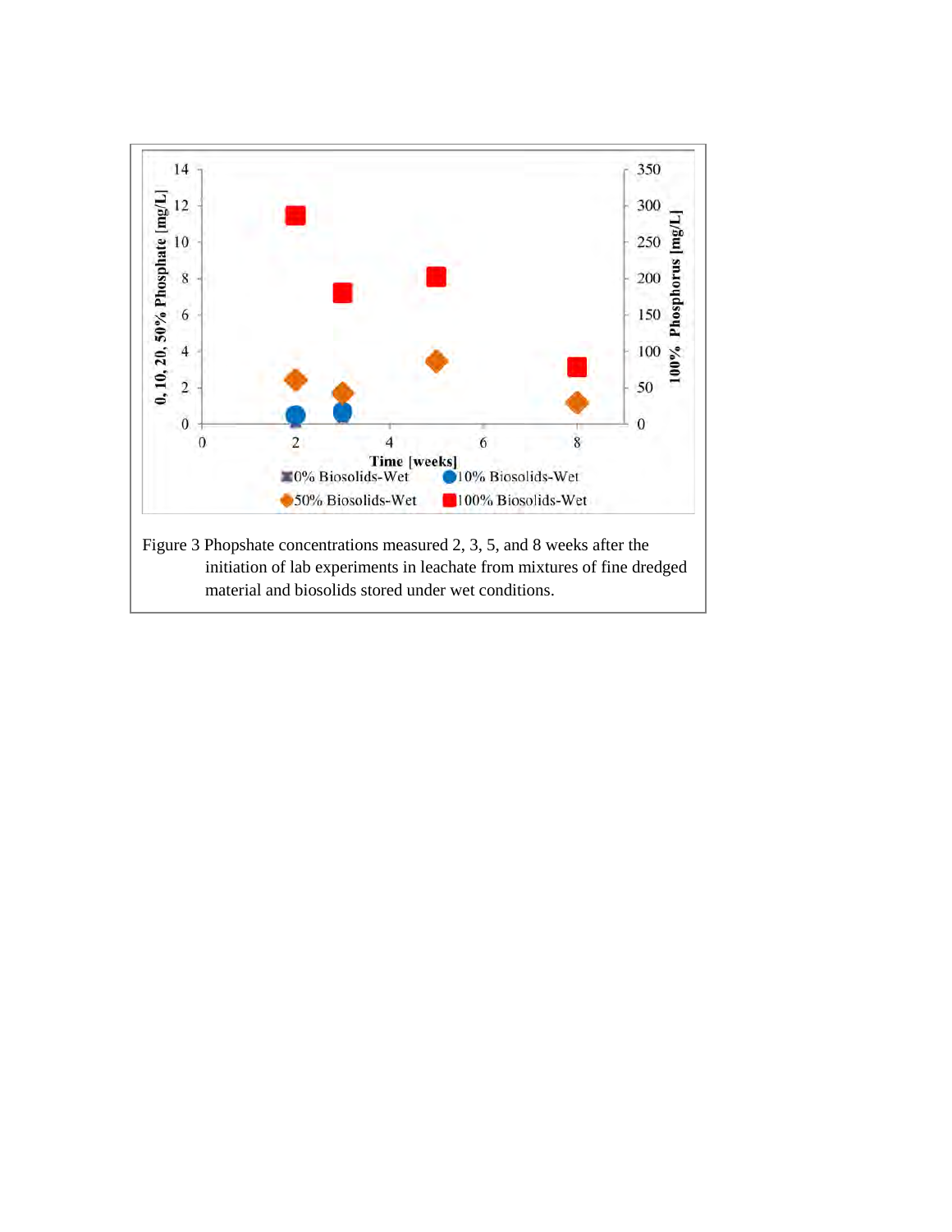Figure 3 Phopshate concentrations measured 2, 3, 5, and 8 weeks after the initiation of lab experiments in leachate from mixtures of fine dredged material and biosolids stored under wet conditions.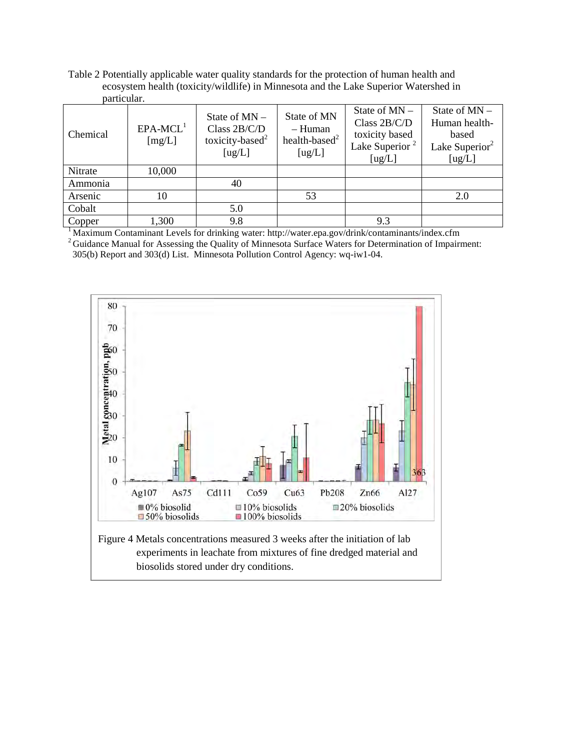Table 2 Potentially applicable water quality standards for the protection of human health and ecosystem health (toxicity/wildlife) in Minnesota and the Lake Superior Watershed in particular.

| Chemical | EPA-MCL[1] [mg/L] | State of MN – Class 2B/C/D toxicity-based[2] [ug/L] | State of MN – Human health-based[2] [ug/L] | State of MN – Class 2B/C/D toxicity based Lake Superior [2] [ug/L] | State of MN – Human health-based Lake Superior[2] [ug/L] |
|---|---|---|---|---|---|
| Nitrate | 10,000 | | | | |
| Ammonia | | 40 | | | |
| Arsenic | 10 | | 53 | | 2.0 |
| Cobalt | | 5.0 | | | |
| Copper | 1,300 | 9.8 | | 9.3 | |

[1] Maximum Contaminant Levels for drinking water: http://water.epa.gov/drink/contaminants/index.cfm

[2] Guidance Manual for Assessing the Quality of Minnesota Surface Waters for Determination of Impairment: 305(b) Report and 303(d) List. Minnesota Pollution Control Agency: wq-iw1-04.

Figure 4 Metals concentrations measured 3 weeks after the initiation of lab experiments in leachate from mixtures of fine dredged material and biosolids stored under dry conditions.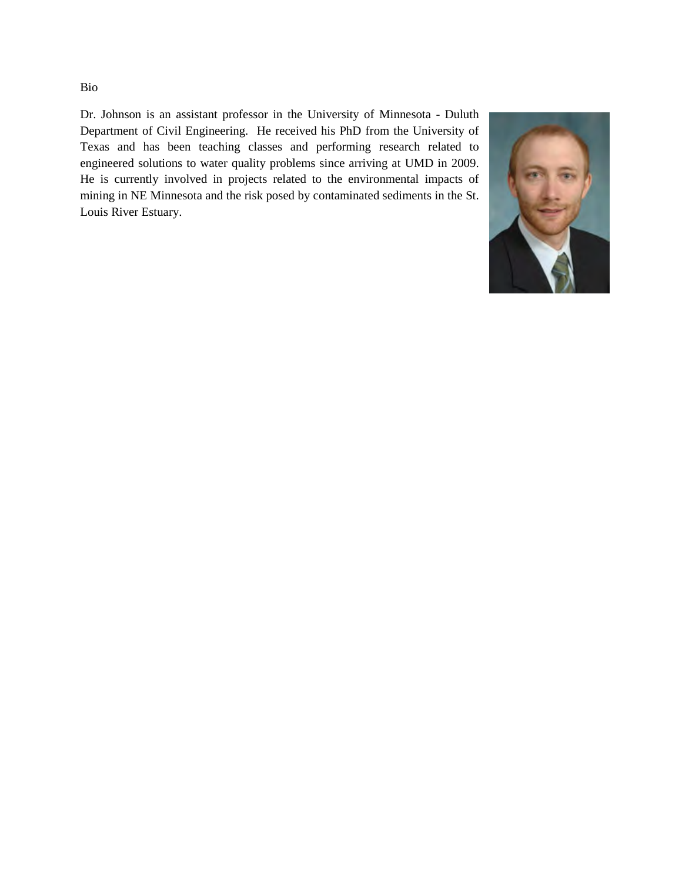Bio

Dr. Johnson is an assistant professor in the University of Minnesota - Duluth Department of Civil Engineering. He received his PhD from the University of Texas and has been teaching classes and performing research related to engineered solutions to water quality problems since arriving at UMD in 2009. He is currently involved in projects related to the environmental impacts of mining in NE Minnesota and the risk posed by contaminated sediments in the St. Louis River Estuary.